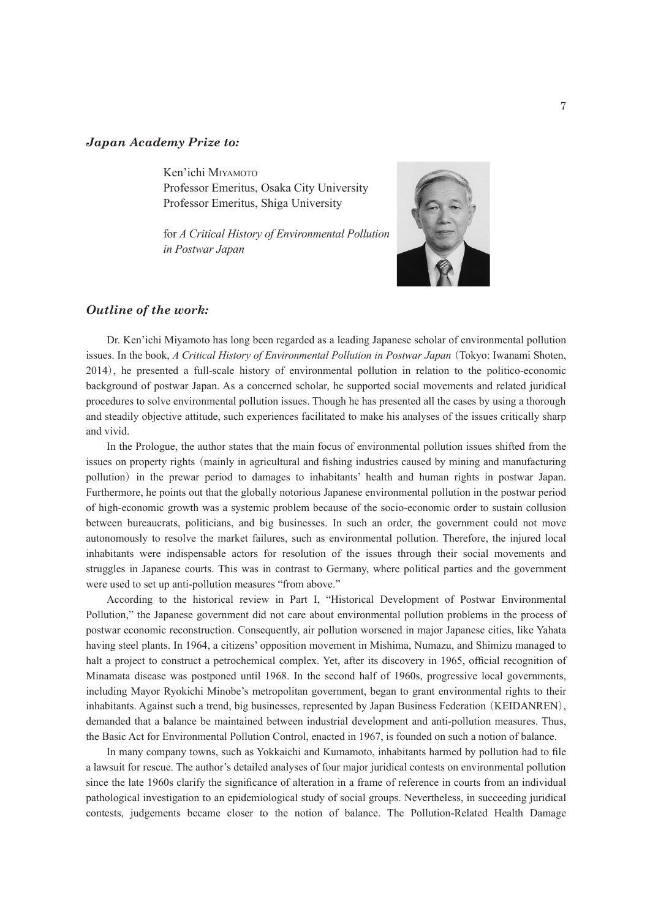### *Japan Academy Prize to:*

Ken'ichi Miyamoto
Professor Emeritus, Osaka City University
Professor Emeritus, Shiga University

for *A Critical History of Environmental Pollution in Postwar Japan*

### *Outline of the work:*

Dr. Ken'ichi Miyamoto has long been regarded as a leading Japanese scholar of environmental pollution issues. In the book, *A Critical History of Environmental Pollution in Postwar Japan* (Tokyo: Iwanami Shoten, 2014), he presented a full-scale history of environmental pollution in relation to the politico-economic background of postwar Japan. As a concerned scholar, he supported social movements and related juridical procedures to solve environmental pollution issues. Though he has presented all the cases by using a thorough and steadily objective attitude, such experiences facilitated to make his analyses of the issues critically sharp and vivid.

In the Prologue, the author states that the main focus of environmental pollution issues shifted from the issues on property rights (mainly in agricultural and fishing industries caused by mining and manufacturing pollution) in the prewar period to damages to inhabitants' health and human rights in postwar Japan. Furthermore, he points out that the globally notorious Japanese environmental pollution in the postwar period of high-economic growth was a systemic problem because of the socio-economic order to sustain collusion between bureaucrats, politicians, and big businesses. In such an order, the government could not move autonomously to resolve the market failures, such as environmental pollution. Therefore, the injured local inhabitants were indispensable actors for resolution of the issues through their social movements and struggles in Japanese courts. This was in contrast to Germany, where political parties and the government were used to set up anti-pollution measures "from above."

According to the historical review in Part I, "Historical Development of Postwar Environmental Pollution," the Japanese government did not care about environmental pollution problems in the process of postwar economic reconstruction. Consequently, air pollution worsened in major Japanese cities, like Yahata having steel plants. In 1964, a citizens' opposition movement in Mishima, Numazu, and Shimizu managed to halt a project to construct a petrochemical complex. Yet, after its discovery in 1965, official recognition of Minamata disease was postponed until 1968. In the second half of 1960s, progressive local governments, including Mayor Ryokichi Minobe's metropolitan government, began to grant environmental rights to their inhabitants. Against such a trend, big businesses, represented by Japan Business Federation (KEIDANREN), demanded that a balance be maintained between industrial development and anti-pollution measures. Thus, the Basic Act for Environmental Pollution Control, enacted in 1967, is founded on such a notion of balance.

In many company towns, such as Yokkaichi and Kumamoto, inhabitants harmed by pollution had to file a lawsuit for rescue. The author's detailed analyses of four major juridical contests on environmental pollution since the late 1960s clarify the significance of alteration in a frame of reference in courts from an individual pathological investigation to an epidemiological study of social groups. Nevertheless, in succeeding juridical contests, judgements became closer to the notion of balance. The Pollution-Related Health Damage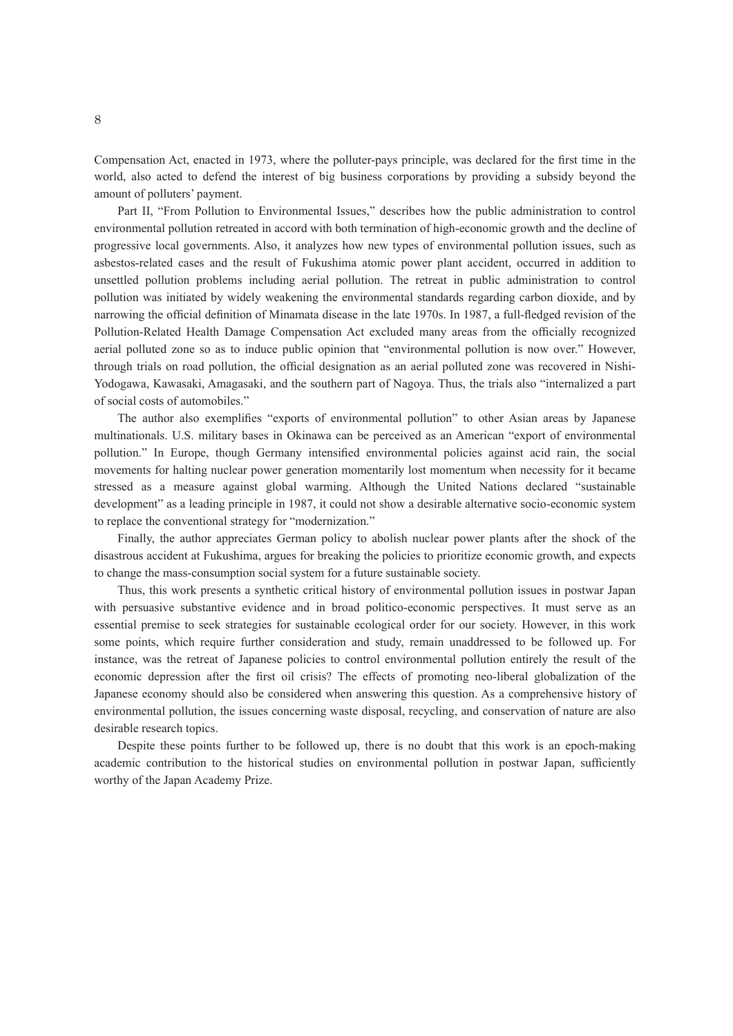Compensation Act, enacted in 1973, where the polluter-pays principle, was declared for the first time in the world, also acted to defend the interest of big business corporations by providing a subsidy beyond the amount of polluters' payment.

Part II, "From Pollution to Environmental Issues," describes how the public administration to control environmental pollution retreated in accord with both termination of high-economic growth and the decline of progressive local governments. Also, it analyzes how new types of environmental pollution issues, such as asbestos-related cases and the result of Fukushima atomic power plant accident, occurred in addition to unsettled pollution problems including aerial pollution. The retreat in public administration to control pollution was initiated by widely weakening the environmental standards regarding carbon dioxide, and by narrowing the official definition of Minamata disease in the late 1970s. In 1987, a full-fledged revision of the Pollution-Related Health Damage Compensation Act excluded many areas from the officially recognized aerial polluted zone so as to induce public opinion that "environmental pollution is now over." However, through trials on road pollution, the official designation as an aerial polluted zone was recovered in Nishi-Yodogawa, Kawasaki, Amagasaki, and the southern part of Nagoya. Thus, the trials also "internalized a part of social costs of automobiles."

The author also exemplifies "exports of environmental pollution" to other Asian areas by Japanese multinationals. U.S. military bases in Okinawa can be perceived as an American "export of environmental pollution." In Europe, though Germany intensified environmental policies against acid rain, the social movements for halting nuclear power generation momentarily lost momentum when necessity for it became stressed as a measure against global warming. Although the United Nations declared "sustainable development" as a leading principle in 1987, it could not show a desirable alternative socio-economic system to replace the conventional strategy for "modernization."

Finally, the author appreciates German policy to abolish nuclear power plants after the shock of the disastrous accident at Fukushima, argues for breaking the policies to prioritize economic growth, and expects to change the mass-consumption social system for a future sustainable society.

Thus, this work presents a synthetic critical history of environmental pollution issues in postwar Japan with persuasive substantive evidence and in broad politico-economic perspectives. It must serve as an essential premise to seek strategies for sustainable ecological order for our society. However, in this work some points, which require further consideration and study, remain unaddressed to be followed up. For instance, was the retreat of Japanese policies to control environmental pollution entirely the result of the economic depression after the first oil crisis? The effects of promoting neo-liberal globalization of the Japanese economy should also be considered when answering this question. As a comprehensive history of environmental pollution, the issues concerning waste disposal, recycling, and conservation of nature are also desirable research topics.

Despite these points further to be followed up, there is no doubt that this work is an epoch-making academic contribution to the historical studies on environmental pollution in postwar Japan, sufficiently worthy of the Japan Academy Prize.